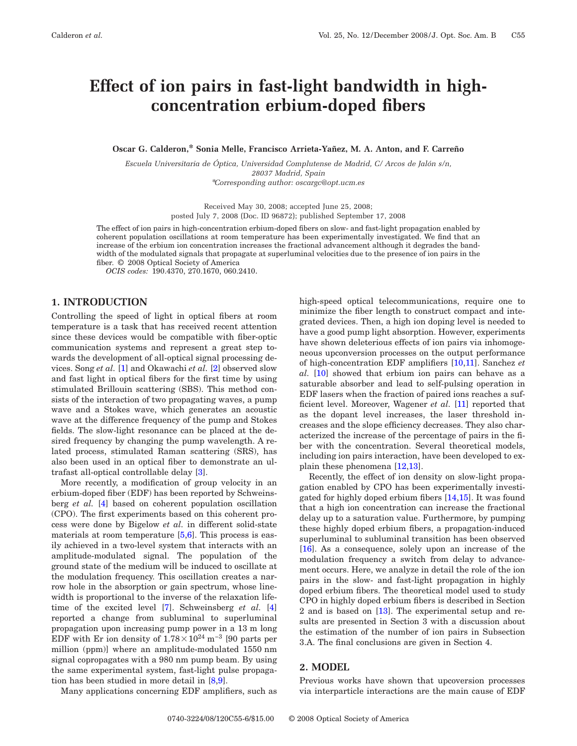# Effect of ion pairs in fast-light bandwidth in high-concentration erbium-doped fibers

**Oscar G. Calderon,* Sonia Melle, Francisco Arrieta-Yañez, M. A. Anton, and F. Carreño**

*Escuela Universitaria de Óptica, Universidad Complutense de Madrid, C/ Arcos de Jalón s/n, 28037 Madrid, Spain*
*\*Corresponding author: oscargc@opt.ucm.es*

Received May 30, 2008; accepted June 25, 2008; posted July 7, 2008 (Doc. ID 96872); published September 17, 2008

The effect of ion pairs in high-concentration erbium-doped fibers on slow- and fast-light propagation enabled by coherent population oscillations at room temperature has been experimentally investigated. We find that an increase of the erbium ion concentration increases the fractional advancement although it degrades the bandwidth of the modulated signals that propagate at superluminal velocities due to the presence of ion pairs in the fiber. © 2008 Optical Society of America

*OCIS codes:* 190.4370, 270.1670, 060.2410.

## 1. INTRODUCTION

Controlling the speed of light in optical fibers at room temperature is a task that has received recent attention since these devices would be compatible with fiber-optic communication systems and represent a great step towards the development of all-optical signal processing devices. Song *et al.* [1] and Okawachi *et al.* [2] observed slow and fast light in optical fibers for the first time by using stimulated Brillouin scattering (SBS). This method consists of the interaction of two propagating waves, a pump wave and a Stokes wave, which generates an acoustic wave at the difference frequency of the pump and Stokes fields. The slow-light resonance can be placed at the desired frequency by changing the pump wavelength. A related process, stimulated Raman scattering (SRS), has also been used in an optical fiber to demonstrate an ultrafast all-optical controllable delay [3].

More recently, a modification of group velocity in an erbium-doped fiber (EDF) has been reported by Schweinsberg *et al.* [4] based on coherent population oscillation (CPO). The first experiments based on this coherent process were done by Bigelow *et al.* in different solid-state materials at room temperature [5,6]. This process is easily achieved in a two-level system that interacts with an amplitude-modulated signal. The population of the ground state of the medium will be induced to oscillate at the modulation frequency. This oscillation creates a narrow hole in the absorption or gain spectrum, whose linewidth is proportional to the inverse of the relaxation lifetime of the excited level [7]. Schweinsberg *et al.* [4] reported a change from subluminal to superluminal propagation upon increasing pump power in a 13 m long EDF with Er ion density of $1.78\times10^{24}\ \mathrm{m}^{-3}$ [90 parts per million (ppm)] where an amplitude-modulated 1550 nm signal copropagates with a 980 nm pump beam. By using the same experimental system, fast-light pulse propagation has been studied in more detail in [8,9].

Many applications concerning EDF amplifiers, such as high-speed optical telecommunications, require one to minimize the fiber length to construct compact and integrated devices. Then, a high ion doping level is needed to have a good pump light absorption. However, experiments have shown deleterious effects of ion pairs via inhomogeneous upconversion processes on the output performance of high-concentration EDF amplifiers [10,11]. Sanchez *et al.* [10] showed that erbium ion pairs can behave as a saturable absorber and lead to self-pulsing operation in EDF lasers when the fraction of paired ions reaches a sufficient level. Moreover, Wagener *et al.* [11] reported that as the dopant level increases, the laser threshold increases and the slope efficiency decreases. They also characterized the increase of the percentage of pairs in the fiber with the concentration. Several theoretical models, including ion pairs interaction, have been developed to explain these phenomena [12,13].

Recently, the effect of ion density on slow-light propagation enabled by CPO has been experimentally investigated for highly doped erbium fibers [14,15]. It was found that a high ion concentration can increase the fractional delay up to a saturation value. Furthermore, by pumping these highly doped erbium fibers, a propagation-induced superluminal to subluminal transition has been observed [16]. As a consequence, solely upon an increase of the modulation frequency a switch from delay to advancement occurs. Here, we analyze in detail the role of the ion pairs in the slow- and fast-light propagation in highly doped erbium fibers. The theoretical model used to study CPO in highly doped erbium fibers is described in Section 2 and is based on [13]. The experimental setup and results are presented in Section 3 with a discussion about the estimation of the number of ion pairs in Subsection 3.A. The final conclusions are given in Section 4.

## 2. MODEL

Previous works have shown that upcoversion processes via interparticle interactions are the main cause of EDF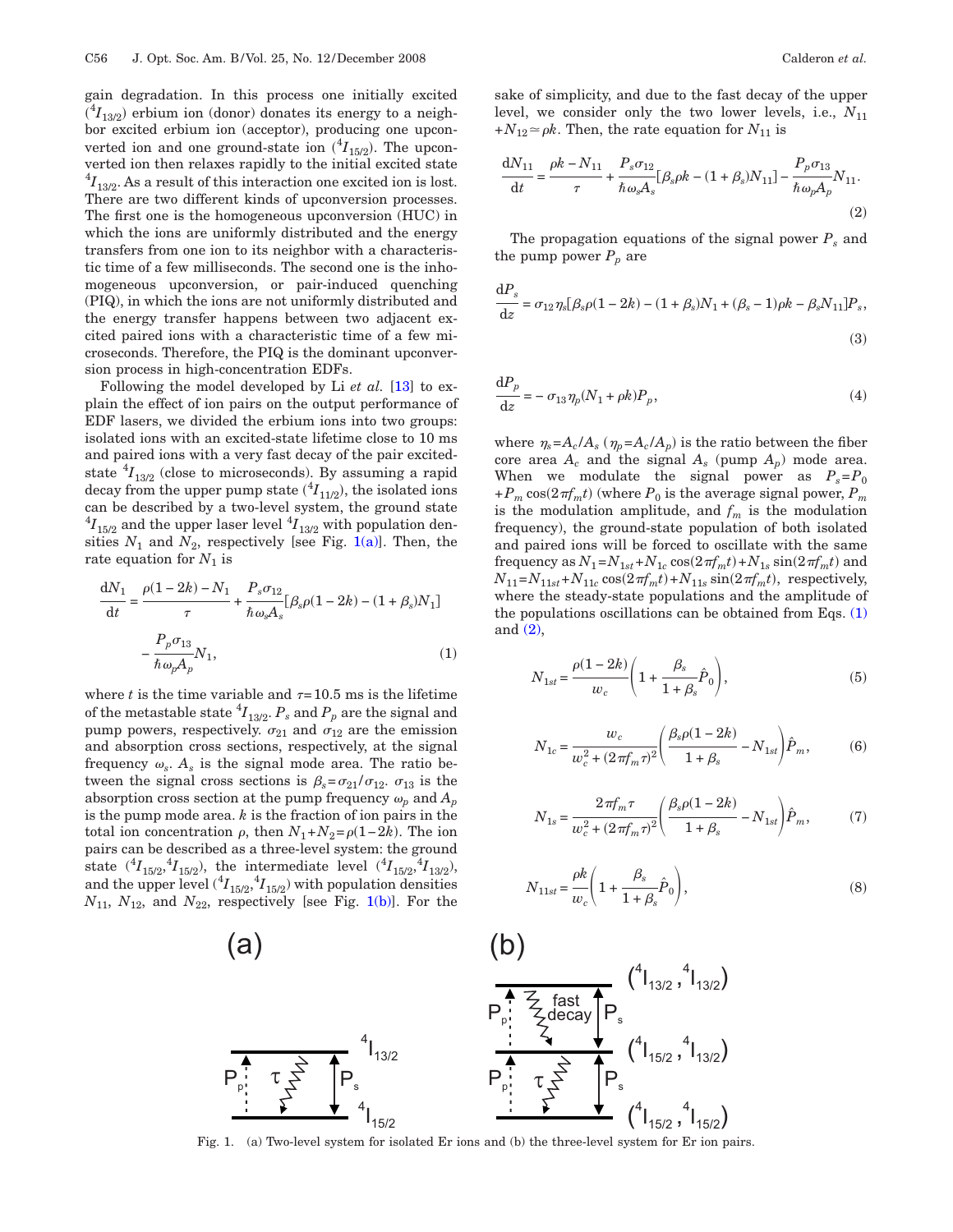gain degradation. In this process one initially excited ($^4I_{13/2}$) erbium ion (donor) donates its energy to a neighbor excited erbium ion (acceptor), producing one upconverted ion and one ground-state ion ($^4I_{15/2}$). The upconverted ion then relaxes rapidly to the initial excited state $^4I_{13/2}$. As a result of this interaction one excited ion is lost. There are two different kinds of upconversion processes. The first one is the homogeneous upconversion (HUC) in which the ions are uniformly distributed and the energy transfers from one ion to its neighbor with a characteristic time of a few milliseconds. The second one is the inhomogeneous upconversion, or pair-induced quenching (PIQ), in which the ions are not uniformly distributed and the energy transfer happens between two adjacent excited paired ions with a characteristic time of a few microseconds. Therefore, the PIQ is the dominant upconversion process in high-concentration EDFs.

Following the model developed by Li *et al.* [13] to explain the effect of ion pairs on the output performance of EDF lasers, we divided the erbium ions into two groups: isolated ions with an excited-state lifetime close to 10 ms and paired ions with a very fast decay of the pair excited-state $^4I_{13/2}$ (close to microseconds). By assuming a rapid decay from the upper pump state ($^4I_{11/2}$), the isolated ions can be described by a two-level system, the ground state $^4I_{15/2}$ and the upper laser level $^4I_{13/2}$ with population densities $N_1$ and $N_2$, respectively [see Fig. 1(a)]. Then, the rate equation for $N_1$ is

$$\frac{dN_1}{dt} = \frac{\rho(1-2k) - N_1}{\tau} + \frac{P_s \sigma_{12}}{\hbar \omega_s A_s}[\beta_s \rho(1-2k) - (1+\beta_s)N_1] - \frac{P_p \sigma_{13}}{\hbar \omega_p A_p} N_1, \tag{1}$$

where $t$ is the time variable and $\tau = 10.5$ ms is the lifetime of the metastable state $^4I_{13/2}$. $P_s$ and $P_p$ are the signal and pump powers, respectively. $\sigma_{21}$ and $\sigma_{12}$ are the emission and absorption cross sections, respectively, at the signal frequency $\omega_s$. $A_s$ is the signal mode area. The ratio between the signal cross sections is $\beta_s = \sigma_{21}/\sigma_{12}$. $\sigma_{13}$ is the absorption cross section at the pump frequency $\omega_p$ and $A_p$ is the pump mode area. $k$ is the fraction of ion pairs in the total ion concentration $\rho$, then $N_1 + N_2 = \rho(1-2k)$. The ion pairs can be described as a three-level system: the ground state ($^4I_{15/2}$,$^4I_{15/2}$), the intermediate level ($^4I_{15/2}$,$^4I_{13/2}$), and the upper level ($^4I_{15/2}$,$^4I_{15/2}$) with population densities $N_{11}$, $N_{12}$, and $N_{22}$, respectively [see Fig. 1(b)]. For the sake of simplicity, and due to the fast decay of the upper level, we consider only the two lower levels, i.e., $N_{11} + N_{12} \simeq \rho k$. Then, the rate equation for $N_{11}$ is

$$\frac{dN_{11}}{dt} = \frac{\rho k - N_{11}}{\tau} + \frac{P_s \sigma_{12}}{\hbar \omega_s A_s}[\beta_s \rho k - (1+\beta_s)N_{11}] - \frac{P_p \sigma_{13}}{\hbar \omega_p A_p} N_{11}. \tag{2}$$

The propagation equations of the signal power $P_s$ and the pump power $P_p$ are

$$\frac{dP_s}{dz} = \sigma_{12}\eta_s[\beta_s \rho(1-2k) - (1+\beta_s)N_1 + (\beta_s - 1)\rho k - \beta_s N_{11}]P_s, \tag{3}$$

$$\frac{dP_p}{dz} = -\sigma_{13}\eta_p(N_1 + \rho k)P_p, \tag{4}$$

where $\eta_s = A_c/A_s$ ($\eta_p = A_c/A_p$) is the ratio between the fiber core area $A_c$ and the signal $A_s$ (pump $A_p$) mode area. When we modulate the signal power as $P_s = P_0 + P_m \cos(2\pi f_m t)$ (where $P_0$ is the average signal power, $P_m$ is the modulation amplitude, and $f_m$ is the modulation frequency), the ground-state population of both isolated and paired ions will be forced to oscillate with the same frequency as $N_1 = N_{1st} + N_{1c}\cos(2\pi f_m t) + N_{1s}\sin(2\pi f_m t)$ and $N_{11} = N_{11st} + N_{11c}\cos(2\pi f_m t) + N_{11s}\sin(2\pi f_m t)$, respectively, where the steady-state populations and the amplitude of the populations oscillations can be obtained from Eqs. (1) and (2),

$$N_{1st} = \frac{\rho(1-2k)}{w_c}\left(1 + \frac{\beta_s}{1+\beta_s}\hat{P}_0\right), \tag{5}$$

$$N_{1c} = \frac{w_c}{w_c^2 + (2\pi f_m \tau)^2}\left(\frac{\beta_s \rho(1-2k)}{1+\beta_s} - N_{1st}\right)\hat{P}_m, \tag{6}$$

$$N_{1s} = \frac{2\pi f_m \tau}{w_c^2 + (2\pi f_m \tau)^2}\left(\frac{\beta_s \rho(1-2k)}{1+\beta_s} - N_{1st}\right)\hat{P}_m, \tag{7}$$

$$N_{11st} = \frac{\rho k}{w_c}\left(1 + \frac{\beta_s}{1+\beta_s}\hat{P}_0\right), \tag{8}$$

Fig. 1. (a) Two-level system for isolated Er ions and (b) the three-level system for Er ion pairs.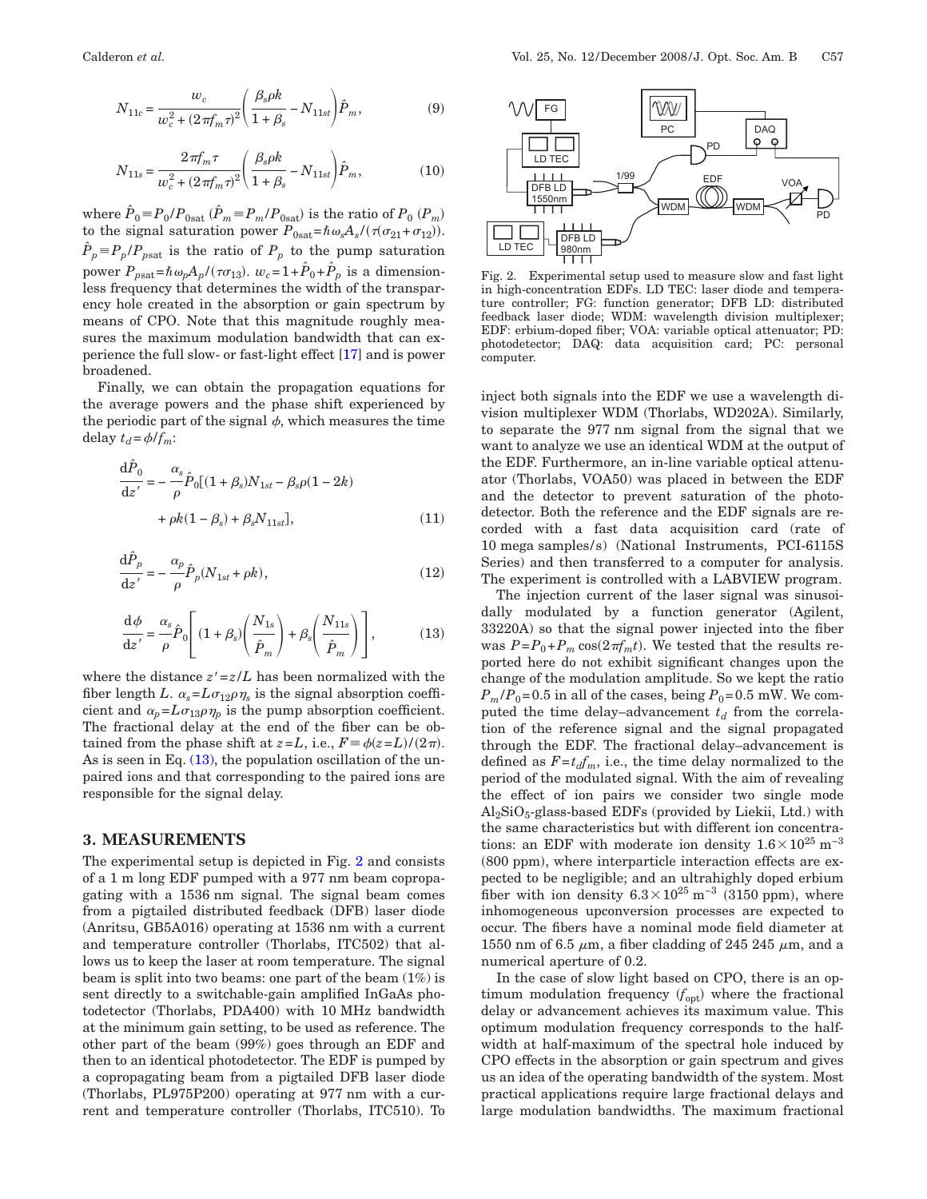$$N_{11c} = \frac{w_c}{w_c^2 + (2\pi f_m \tau)^2}\left(\frac{\beta_s \rho k}{1+\beta_s} - N_{11st}\right)\hat{P}_m, \tag{9}$$

$$N_{11s} = \frac{2\pi f_m \tau}{w_c^2 + (2\pi f_m \tau)^2}\left(\frac{\beta_s \rho k}{1+\beta_s} - N_{11st}\right)\hat{P}_m, \tag{10}$$

where $\hat{P}_0 \equiv P_0/P_{0\mathrm{sat}}$ ($\hat{P}_m \equiv P_m/P_{0\mathrm{sat}}$) is the ratio of $P_0$ ($P_m$) to the signal saturation power $P_{0\mathrm{sat}} = \hbar\omega_s A_s/(\tau(\sigma_{21}+\sigma_{12}))$. $\hat{P}_p \equiv P_p/P_{p\mathrm{sat}}$ is the ratio of $P_p$ to the pump saturation power $P_{p\mathrm{sat}} = \hbar\omega_p A_p/(\tau\sigma_{13})$. $w_c = 1+\hat{P}_0+\hat{P}_p$ is a dimensionless frequency that determines the width of the transparency hole created in the absorption or gain spectrum by means of CPO. Note that this magnitude roughly measures the maximum modulation bandwidth that can experience the full slow- or fast-light effect [17] and is power broadened.

Finally, we can obtain the propagation equations for the average powers and the phase shift experienced by the periodic part of the signal $\phi$, which measures the time delay $t_d = \phi/f_m$:

$$\frac{\mathrm{d}\hat{P}_0}{\mathrm{d}z'} = -\frac{\alpha_s}{\rho}\hat{P}_0[(1+\beta_s)N_{1st} - \beta_s\rho(1-2k) + \rho k(1-\beta_s) + \beta_s N_{11st}], \tag{11}$$

$$\frac{\mathrm{d}\hat{P}_p}{\mathrm{d}z'} = -\frac{\alpha_p}{\rho}\hat{P}_p(N_{1st} + \rho k), \tag{12}$$

$$\frac{\mathrm{d}\phi}{\mathrm{d}z'} = \frac{\alpha_s}{\rho}\hat{P}_0\left[(1+\beta_s)\left(\frac{N_{1s}}{\hat{P}_m}\right) + \beta_s\left(\frac{N_{11s}}{\hat{P}_m}\right)\right], \tag{13}$$

where the distance $z' = z/L$ has been normalized with the fiber length $L$. $\alpha_s = L\sigma_{12}\rho\eta_s$ is the signal absorption coefficient and $\alpha_p = L\sigma_{13}\rho\eta_p$ is the pump absorption coefficient. The fractional delay at the end of the fiber can be obtained from the phase shift at $z=L$, i.e., $F \equiv \phi(z=L)/(2\pi)$. As is seen in Eq. (13), the population oscillation of the unpaired ions and that corresponding to the paired ions are responsible for the signal delay.

## 3. MEASUREMENTS

The experimental setup is depicted in Fig. 2 and consists of a 1 m long EDF pumped with a 977 nm beam copropagating with a 1536 nm signal. The signal beam comes from a pigtailed distributed feedback (DFB) laser diode (Anritsu, GB5A016) operating at 1536 nm with a current and temperature controller (Thorlabs, ITC502) that allows us to keep the laser at room temperature. The signal beam is split into two beams: one part of the beam (1%) is sent directly to a switchable-gain amplified InGaAs photodetector (Thorlabs, PDA400) with 10 MHz bandwidth at the minimum gain setting, to be used as reference. The other part of the beam (99%) goes through an EDF and then to an identical photodetector. The EDF is pumped by a copropagating beam from a pigtailed DFB laser diode (Thorlabs, PL975P200) operating at 977 nm with a current and temperature controller (Thorlabs, ITC510). To inject both signals into the EDF we use a wavelength division multiplexer WDM (Thorlabs, WD202A). Similarly, to separate the 977 nm signal from the signal that we want to analyze we use an identical WDM at the output of the EDF. Furthermore, an in-line variable optical attenuator (Thorlabs, VOA50) was placed in between the EDF and the detector to prevent saturation of the photodetector. Both the reference and the EDF signals are recorded with a fast data acquisition card (rate of 10 mega samples/s) (National Instruments, PCI-6115S Series) and then transferred to a computer for analysis. The experiment is controlled with a LABVIEW program.

Fig. 2. Experimental setup used to measure slow and fast light in high-concentration EDFs. LD TEC: laser diode and temperature controller; FG: function generator; DFB LD: distributed feedback laser diode; WDM: wavelength division multiplexer; EDF: erbium-doped fiber; VOA: variable optical attenuator; PD: photodetector; DAQ: data acquisition card; PC: personal computer.

The injection current of the laser signal was sinusoidally modulated by a function generator (Agilent, 33220A) so that the signal power injected into the fiber was $P = P_0 + P_m\cos(2\pi f_m t)$. We tested that the results reported here do not exhibit significant changes upon the change of the modulation amplitude. So we kept the ratio $P_m/P_0 = 0.5$ in all of the cases, being $P_0 = 0.5$ mW. We computed the time delay–advancement $t_d$ from the correlation of the reference signal and the signal propagated through the EDF. The fractional delay–advancement is defined as $F = t_d f_m$, i.e., the time delay normalized to the period of the modulated signal. With the aim of revealing the effect of ion pairs we consider two single mode $Al_2SiO_5$-glass-based EDFs (provided by Liekii, Ltd.) with the same characteristics but with different ion concentrations: an EDF with moderate ion density $1.6\times10^{25}\ \mathrm{m}^{-3}$ (800 ppm), where interparticle interaction effects are expected to be negligible; and an ultrahighly doped erbium fiber with ion density $6.3\times10^{25}\ \mathrm{m}^{-3}$ (3150 ppm), where inhomogeneous upconversion processes are expected to occur. The fibers have a nominal mode field diameter at 1550 nm of 6.5 $\mu$m, a fiber cladding of 245 245 $\mu$m, and a numerical aperture of 0.2.

In the case of slow light based on CPO, there is an optimum modulation frequency ($f_{\mathrm{opt}}$) where the fractional delay or advancement achieves its maximum value. This optimum modulation frequency corresponds to the half-width at half-maximum of the spectral hole induced by CPO effects in the absorption or gain spectrum and gives us an idea of the operating bandwidth of the system. Most practical applications require large fractional delays and large modulation bandwidths. The maximum fractional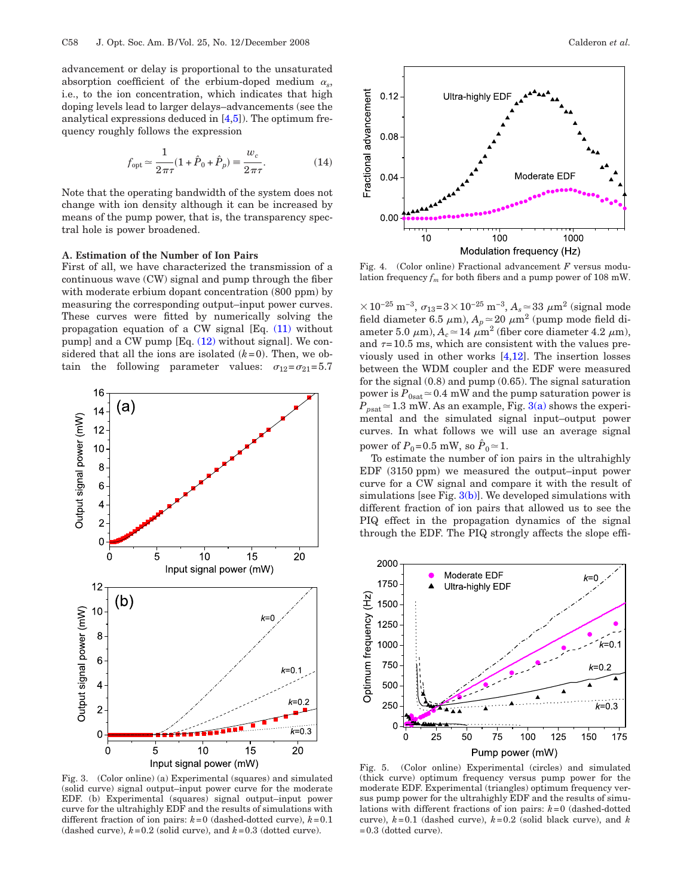advancement or delay is proportional to the unsaturated absorption coefficient of the erbium-doped medium $\alpha_s$, i.e., to the ion concentration, which indicates that high doping levels lead to larger delays–advancements (see the analytical expressions deduced in [4,5]). The optimum frequency roughly follows the expression

$$f_{\mathrm{opt}} \simeq \frac{1}{2\pi\tau}(1+\hat{P}_0+\hat{P}_p) \equiv \frac{w_c}{2\pi\tau}. \tag{14}$$

Note that the operating bandwidth of the system does not change with ion density although it can be increased by means of the pump power, that is, the transparency spectral hole is power broadened.

### A. Estimation of the Number of Ion Pairs

First of all, we have characterized the transmission of a continuous wave (CW) signal and pump through the fiber with moderate erbium dopant concentration (800 ppm) by measuring the corresponding output–input power curves. These curves were fitted by numerically solving the propagation equation of a CW signal [Eq. (11) without pump] and a CW pump [Eq. (12) without signal]. We considered that all the ions are isolated ($k=0$). Then, we obtain the following parameter values: $\sigma_{12}=\sigma_{21}=5.7 \times 10^{-25}\ \mathrm{m}^{-3}$, $\sigma_{13}=3\times 10^{-25}\ \mathrm{m}^{-3}$, $A_s \simeq 33\ \mu\mathrm{m}^2$ (signal mode field diameter 6.5 $\mu$m), $A_p \simeq 20\ \mu\mathrm{m}^2$ (pump mode field diameter 5.0 $\mu$m), $A_c \simeq 14\ \mu\mathrm{m}^2$ (fiber core diameter 4.2 $\mu$m), and $\tau=10.5$ ms, which are consistent with the values previously used in other works [4,12]. The insertion losses between the WDM coupler and the EDF were measured for the signal (0.8) and pump (0.65). The signal saturation power is $P_{0\mathrm{sat}} \simeq 0.4$ mW and the pump saturation power is $P_{p\mathrm{sat}} \simeq 1.3$ mW. As an example, Fig. 3(a) shows the experimental and the simulated signal input–output power curves. In what follows we will use an average signal power of $P_0=0.5$ mW, so $\hat{P}_0 \simeq 1$.

Fig. 3. (Color online) (a) Experimental (squares) and simulated (solid curve) signal output–input power curve for the moderate EDF. (b) Experimental (squares) signal output–input power curve for the ultrahighly EDF and the results of simulations with different fraction of ion pairs: $k=0$ (dashed-dotted curve), $k=0.1$ (dashed curve), $k=0.2$ (solid curve), and $k=0.3$ (dotted curve).

Fig. 4. (Color online) Fractional advancement $F$ versus modulation frequency $f_m$ for both fibers and a pump power of 108 mW.

To estimate the number of ion pairs in the ultrahighly EDF (3150 ppm) we measured the output–input power curve for a CW signal and compare it with the result of simulations [see Fig. 3(b)]. We developed simulations with different fraction of ion pairs that allowed us to see the PIQ effect in the propagation dynamics of the signal through the EDF. The PIQ strongly affects the slope effi-

Fig. 5. (Color online) Experimental (circles) and simulated (thick curve) optimum frequency versus pump power for the moderate EDF. Experimental (triangles) optimum frequency versus pump power for the ultrahighly EDF and the results of simulations with different fractions of ion pairs: $k=0$ (dashed-dotted curve), $k=0.1$ (dashed curve), $k=0.2$ (solid black curve), and $k=0.3$ (dotted curve).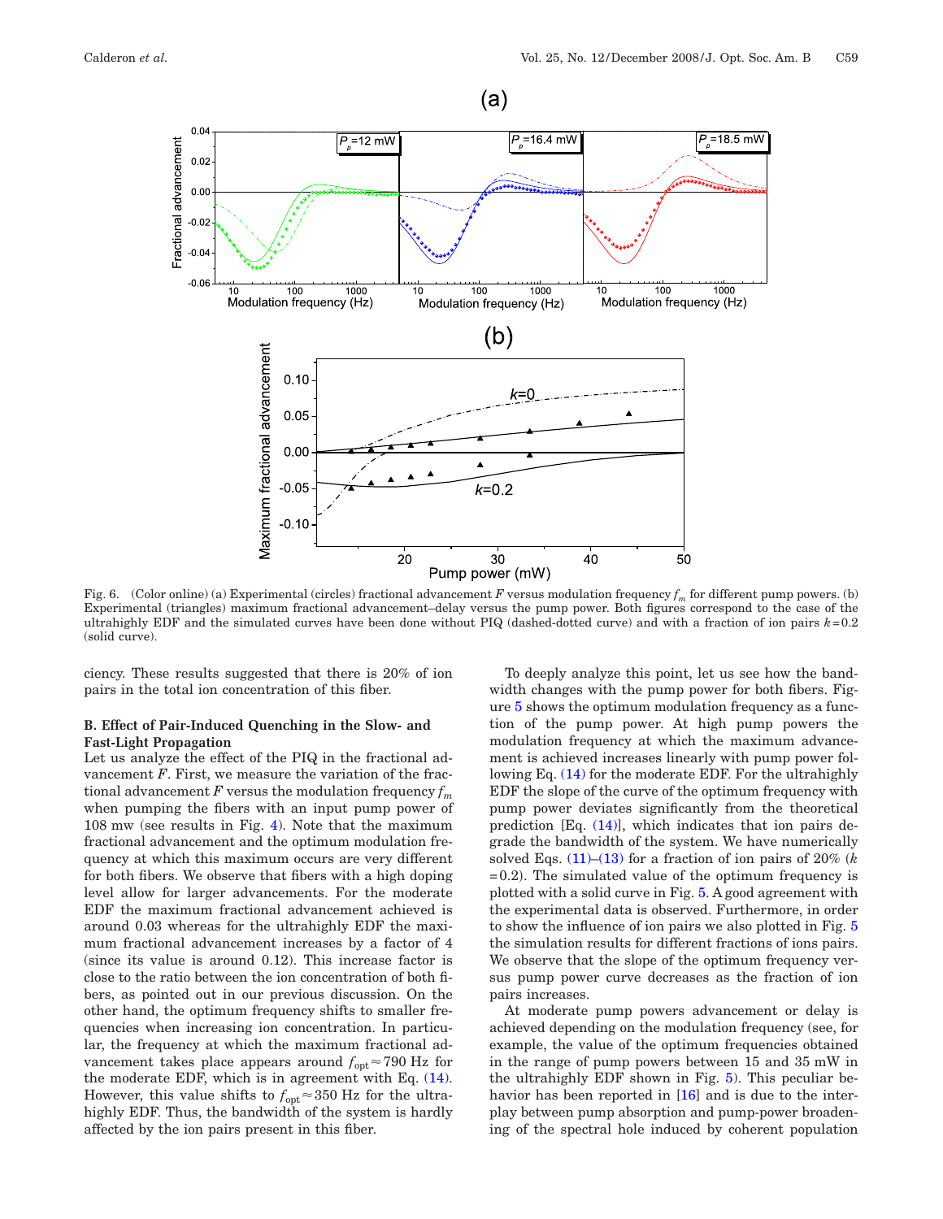Fig. 6. (Color online) (a) Experimental (circles) fractional advancement $F$ versus modulation frequency $f_m$ for different pump powers. (b) Experimental (triangles) maximum fractional advancement–delay versus the pump power. Both figures correspond to the case of the ultrahighly EDF and the simulated curves have been done without PIQ (dashed-dotted curve) and with a fraction of ion pairs $k=0.2$ (solid curve).

ciency. These results suggested that there is 20% of ion pairs in the total ion concentration of this fiber.

### B. Effect of Pair-Induced Quenching in the Slow- and Fast-Light Propagation

Let us analyze the effect of the PIQ in the fractional advancement $F$. First, we measure the variation of the fractional advancement $F$ versus the modulation frequency $f_m$ when pumping the fibers with an input pump power of 108 mw (see results in Fig. 4). Note that the maximum fractional advancement and the optimum modulation frequency at which this maximum occurs are very different for both fibers. We observe that fibers with a high doping level allow for larger advancements. For the moderate EDF the maximum fractional advancement achieved is around 0.03 whereas for the ultrahighly EDF the maximum fractional advancement increases by a factor of 4 (since its value is around 0.12). This increase factor is close to the ratio between the ion concentration of both fibers, as pointed out in our previous discussion. On the other hand, the optimum frequency shifts to smaller frequencies when increasing ion concentration. In particular, the frequency at which the maximum fractional advancement takes place appears around $f_{\mathrm{opt}} \approx 790$ Hz for the moderate EDF, which is in agreement with Eq. (14). However, this value shifts to $f_{\mathrm{opt}} \approx 350$ Hz for the ultrahighly EDF. Thus, the bandwidth of the system is hardly affected by the ion pairs present in this fiber.

To deeply analyze this point, let us see how the bandwidth changes with the pump power for both fibers. Figure 5 shows the optimum modulation frequency as a function of the pump power. At high pump powers the modulation frequency at which the maximum advancement is achieved increases linearly with pump power following Eq. (14) for the moderate EDF. For the ultrahighly EDF the slope of the curve of the optimum frequency with pump power deviates significantly from the theoretical prediction [Eq. (14)], which indicates that ion pairs degrade the bandwidth of the system. We have numerically solved Eqs. (11)–(13) for a fraction of ion pairs of 20% ($k=0.2$). The simulated value of the optimum frequency is plotted with a solid curve in Fig. 5. A good agreement with the experimental data is observed. Furthermore, in order to show the influence of ion pairs we also plotted in Fig. 5 the simulation results for different fractions of ions pairs. We observe that the slope of the optimum frequency versus pump power curve decreases as the fraction of ion pairs increases.

At moderate pump powers advancement or delay is achieved depending on the modulation frequency (see, for example, the value of the optimum frequencies obtained in the range of pump powers between 15 and 35 mW in the ultrahighly EDF shown in Fig. 5). This peculiar behavior has been reported in [16] and is due to the interplay between pump absorption and pump-power broadening of the spectral hole induced by coherent population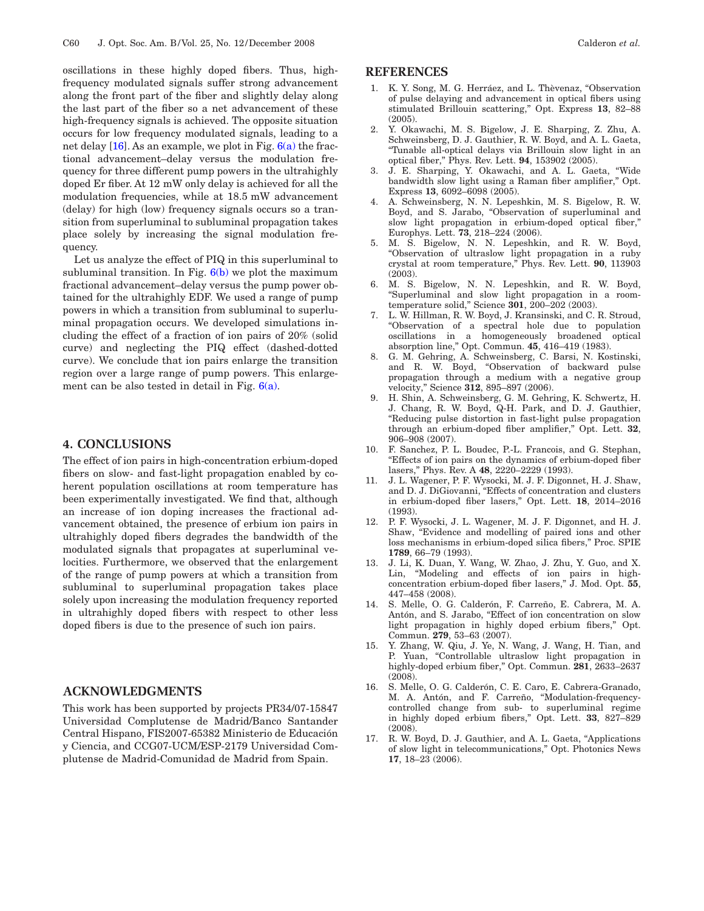oscillations in these highly doped fibers. Thus, high-frequency modulated signals suffer strong advancement along the front part of the fiber and slightly delay along the last part of the fiber so a net advancement of these high-frequency signals is achieved. The opposite situation occurs for low frequency modulated signals, leading to a net delay [16]. As an example, we plot in Fig. 6(a) the fractional advancement–delay versus the modulation frequency for three different pump powers in the ultrahighly doped Er fiber. At 12 mW only delay is achieved for all the modulation frequencies, while at 18.5 mW advancement (delay) for high (low) frequency signals occurs so a transition from superluminal to subluminal propagation takes place solely by increasing the signal modulation frequency.

Let us analyze the effect of PIQ in this superluminal to subluminal transition. In Fig. 6(b) we plot the maximum fractional advancement–delay versus the pump power obtained for the ultrahighly EDF. We used a range of pump powers in which a transition from subluminal to superluminal propagation occurs. We developed simulations including the effect of a fraction of ion pairs of 20% (solid curve) and neglecting the PIQ effect (dashed-dotted curve). We conclude that ion pairs enlarge the transition region over a large range of pump powers. This enlargement can be also tested in detail in Fig. 6(a).

## 4. CONCLUSIONS

The effect of ion pairs in high-concentration erbium-doped fibers on slow- and fast-light propagation enabled by coherent population oscillations at room temperature has been experimentally investigated. We find that, although an increase of ion doping increases the fractional advancement obtained, the presence of erbium ion pairs in ultrahighly doped fibers degrades the bandwidth of the modulated signals that propagates at superluminal velocities. Furthermore, we observed that the enlargement of the range of pump powers at which a transition from subluminal to superluminal propagation takes place solely upon increasing the modulation frequency reported in ultrahighly doped fibers with respect to other less doped fibers is due to the presence of such ion pairs.

## ACKNOWLEDGMENTS

This work has been supported by projects PR34/07-15847 Universidad Complutense de Madrid/Banco Santander Central Hispano, FIS2007-65382 Ministerio de Educación y Ciencia, and CCG07-UCM/ESP-2179 Universidad Complutense de Madrid-Comunidad de Madrid from Spain.

## REFERENCES

1. K. Y. Song, M. G. Herráez, and L. Thèvenaz, "Observation of pulse delaying and advancement in optical fibers using stimulated Brillouin scattering," Opt. Express **13**, 82–88 (2005).
2. Y. Okawachi, M. S. Bigelow, J. E. Sharping, Z. Zhu, A. Schweinsberg, D. J. Gauthier, R. W. Boyd, and A. L. Gaeta, "Tunable all-optical delays via Brillouin slow light in an optical fiber," Phys. Rev. Lett. **94**, 153902 (2005).
3. J. E. Sharping, Y. Okawachi, and A. L. Gaeta, "Wide bandwidth slow light using a Raman fiber amplifier," Opt. Express **13**, 6092–6098 (2005).
4. A. Schweinsberg, N. N. Lepeshkin, M. S. Bigelow, R. W. Boyd, and S. Jarabo, "Observation of superluminal and slow light propagation in erbium-doped optical fiber," Europhys. Lett. **73**, 218–224 (2006).
5. M. S. Bigelow, N. N. Lepeshkin, and R. W. Boyd, "Observation of ultraslow light propagation in a ruby crystal at room temperature," Phys. Rev. Lett. **90**, 113903 (2003).
6. M. S. Bigelow, N. N. Lepeshkin, and R. W. Boyd, "Superluminal and slow light propagation in a room-temperature solid," Science **301**, 200–202 (2003).
7. L. W. Hillman, R. W. Boyd, J. Kransinski, and C. R. Stroud, "Observation of a spectral hole due to population oscillations in a homogeneously broadened optical absorption line," Opt. Commun. **45**, 416–419 (1983).
8. G. M. Gehring, A. Schweinsberg, C. Barsi, N. Kostinski, and R. W. Boyd, "Observation of backward pulse propagation through a medium with a negative group velocity," Science **312**, 895–897 (2006).
9. H. Shin, A. Schweinsberg, G. M. Gehring, K. Schwertz, H. J. Chang, R. W. Boyd, Q-H. Park, and D. J. Gauthier, "Reducing pulse distortion in fast-light pulse propagation through an erbium-doped fiber amplifier," Opt. Lett. **32**, 906–908 (2007).
10. F. Sanchez, P. L. Boudec, P.-L. Francois, and G. Stephan, "Effects of ion pairs on the dynamics of erbium-doped fiber lasers," Phys. Rev. A **48**, 2220–2229 (1993).
11. J. L. Wagener, P. F. Wysocki, M. J. F. Digonnet, H. J. Shaw, and D. J. DiGiovanni, "Effects of concentration and clusters in erbium-doped fiber lasers," Opt. Lett. **18**, 2014–2016 (1993).
12. P. F. Wysocki, J. L. Wagener, M. J. F. Digonnet, and H. J. Shaw, "Evidence and modelling of paired ions and other loss mechanisms in erbium-doped silica fibers," Proc. SPIE **1789**, 66–79 (1993).
13. J. Li, K. Duan, Y. Wang, W. Zhao, J. Zhu, Y. Guo, and X. Lin, "Modeling and effects of ion pairs in high-concentration erbium-doped fiber lasers," J. Mod. Opt. **55**, 447–458 (2008).
14. S. Melle, O. G. Calderón, F. Carreño, E. Cabrera, M. A. Antón, and S. Jarabo, "Effect of ion concentration on slow light propagation in highly doped erbium fibers," Opt. Commun. **279**, 53–63 (2007).
15. Y. Zhang, W. Qiu, J. Ye, N. Wang, J. Wang, H. Tian, and P. Yuan, "Controllable ultraslow light propagation in highly-doped erbium fiber," Opt. Commun. **281**, 2633–2637 (2008).
16. S. Melle, O. G. Calderón, C. E. Caro, E. Cabrera-Granado, M. A. Antón, and F. Carreño, "Modulation-frequency-controlled change from sub- to superluminal regime in highly doped erbium fibers," Opt. Lett. **33**, 827–829 (2008).
17. R. W. Boyd, D. J. Gauthier, and A. L. Gaeta, "Applications of slow light in telecommunications," Opt. Photonics News **17**, 18–23 (2006).